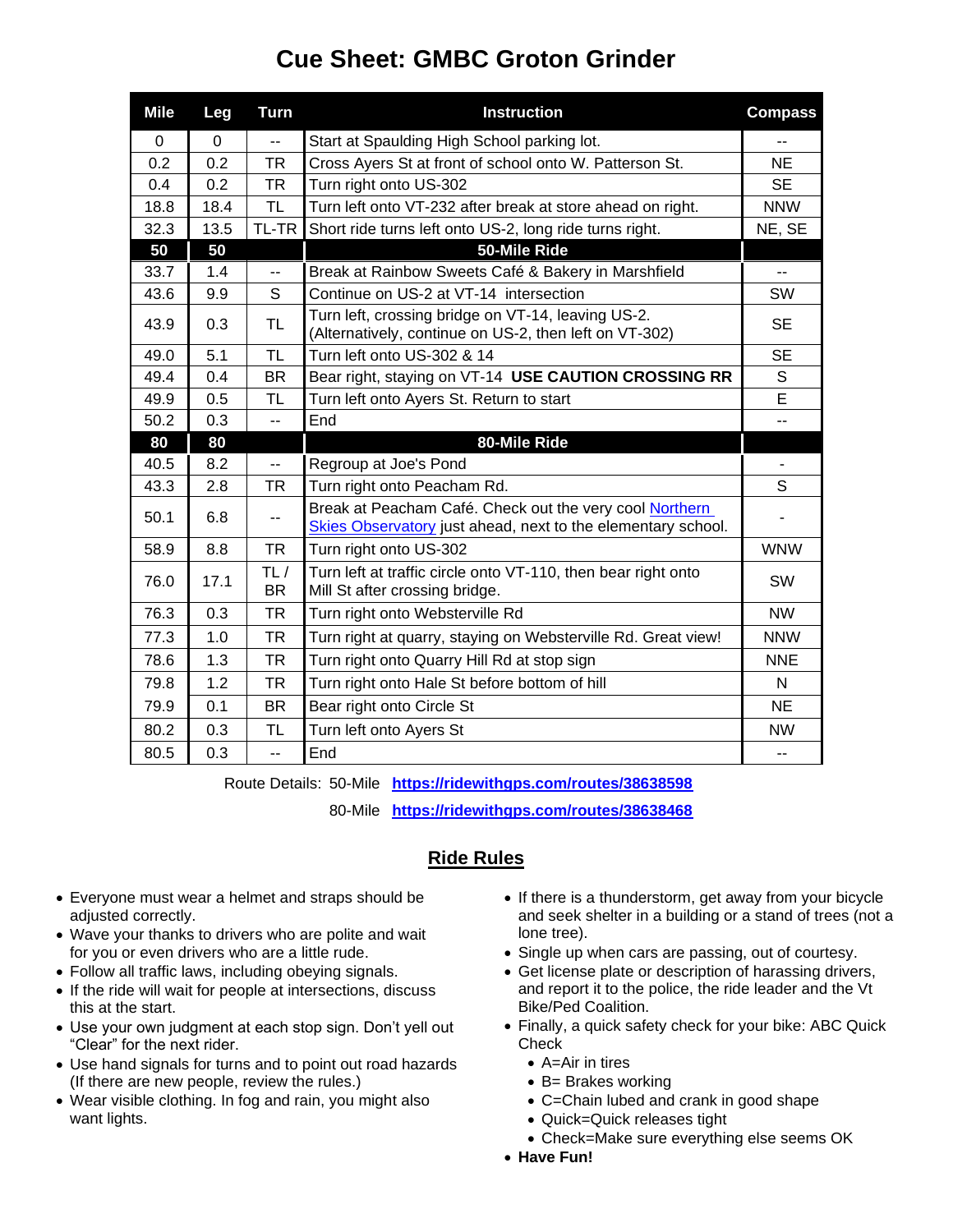# Cue Sheet: GMBC Groton Grinder

| Mile | Leg | Turn | Instruction | Compass |
|---|---|---|---|---|
| 0 | 0 | -- | Start at Spaulding High School parking lot. | -- |
| 0.2 | 0.2 | TR | Cross Ayers St at front of school onto W. Patterson St. | NE |
| 0.4 | 0.2 | TR | Turn right onto US-302 | SE |
| 18.8 | 18.4 | TL | Turn left onto VT-232 after break at store ahead on right. | NNW |
| 32.3 | 13.5 | TL-TR | Short ride turns left onto US-2, long ride turns right. | NE, SE |
| **50** | **50** | | **50-Mile Ride** | |
| 33.7 | 1.4 | -- | Break at Rainbow Sweets Café & Bakery in Marshfield | -- |
| 43.6 | 9.9 | S | Continue on US-2 at VT-14 intersection | SW |
| 43.9 | 0.3 | TL | Turn left, crossing bridge on VT-14, leaving US-2. (Alternatively, continue on US-2, then left on VT-302) | SE |
| 49.0 | 5.1 | TL | Turn left onto US-302 & 14 | SE |
| 49.4 | 0.4 | BR | Bear right, staying on VT-14 **USE CAUTION CROSSING RR** | S |
| 49.9 | 0.5 | TL | Turn left onto Ayers St. Return to start | E |
| 50.2 | 0.3 | -- | End | -- |
| **80** | **80** | | **80-Mile Ride** | |
| 40.5 | 8.2 | -- | Regroup at Joe's Pond | - |
| 43.3 | 2.8 | TR | Turn right onto Peacham Rd. | S |
| 50.1 | 6.8 | -- | Break at Peacham Café. Check out the very cool Northern Skies Observatory just ahead, next to the elementary school. | - |
| 58.9 | 8.8 | TR | Turn right onto US-302 | WNW |
| 76.0 | 17.1 | TL / BR | Turn left at traffic circle onto VT-110, then bear right onto Mill St after crossing bridge. | SW |
| 76.3 | 0.3 | TR | Turn right onto Websterville Rd | NW |
| 77.3 | 1.0 | TR | Turn right at quarry, staying on Websterville Rd. Great view! | NNW |
| 78.6 | 1.3 | TR | Turn right onto Quarry Hill Rd at stop sign | NNE |
| 79.8 | 1.2 | TR | Turn right onto Hale St before bottom of hill | N |
| 79.9 | 0.1 | BR | Bear right onto Circle St | NE |
| 80.2 | 0.3 | TL | Turn left onto Ayers St | NW |
| 80.5 | 0.3 | -- | End | -- |

Route Details: 50-Mile **https://ridewithgps.com/routes/38638598**

80-Mile **https://ridewithgps.com/routes/38638468**

## Ride Rules

- Everyone must wear a helmet and straps should be adjusted correctly.
- Wave your thanks to drivers who are polite and wait for you or even drivers who are a little rude.
- Follow all traffic laws, including obeying signals.
- If the ride will wait for people at intersections, discuss this at the start.
- Use your own judgment at each stop sign. Don't yell out "Clear" for the next rider.
- Use hand signals for turns and to point out road hazards (If there are new people, review the rules.)
- Wear visible clothing. In fog and rain, you might also want lights.
- If there is a thunderstorm, get away from your bicycle and seek shelter in a building or a stand of trees (not a lone tree).
- Single up when cars are passing, out of courtesy.
- Get license plate or description of harassing drivers, and report it to the police, the ride leader and the Vt Bike/Ped Coalition.
- Finally, a quick safety check for your bike: ABC Quick Check
  - A=Air in tires
  - B= Brakes working
  - C=Chain lubed and crank in good shape
  - Quick=Quick releases tight
  - Check=Make sure everything else seems OK
- **Have Fun!**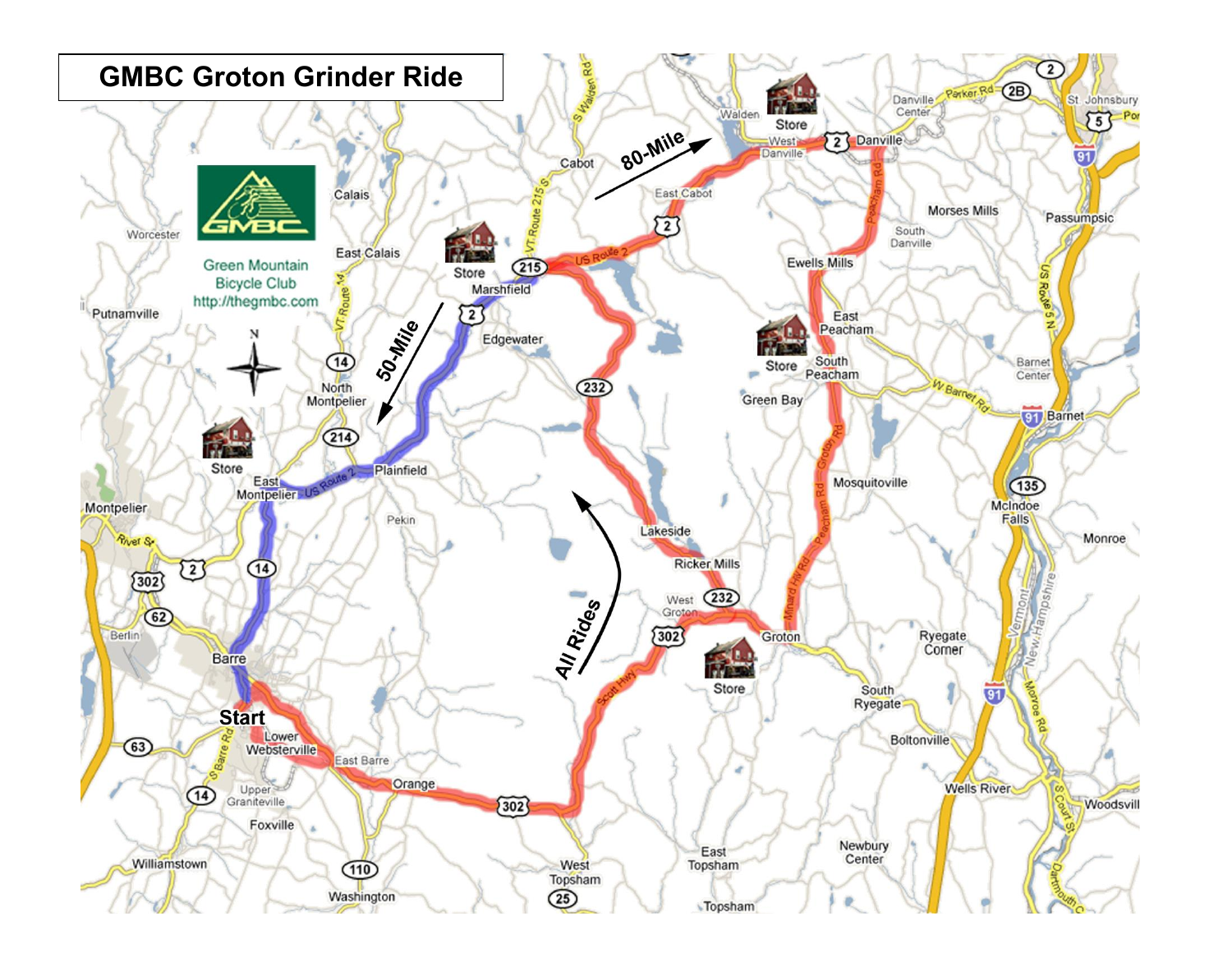# GMBC Groton Grinder Ride

Green Mountain Bicycle Club
http://thegmbc.com

80-Mile

50-Mile

All Rides

Start

Store

Store

Store

Store

Store